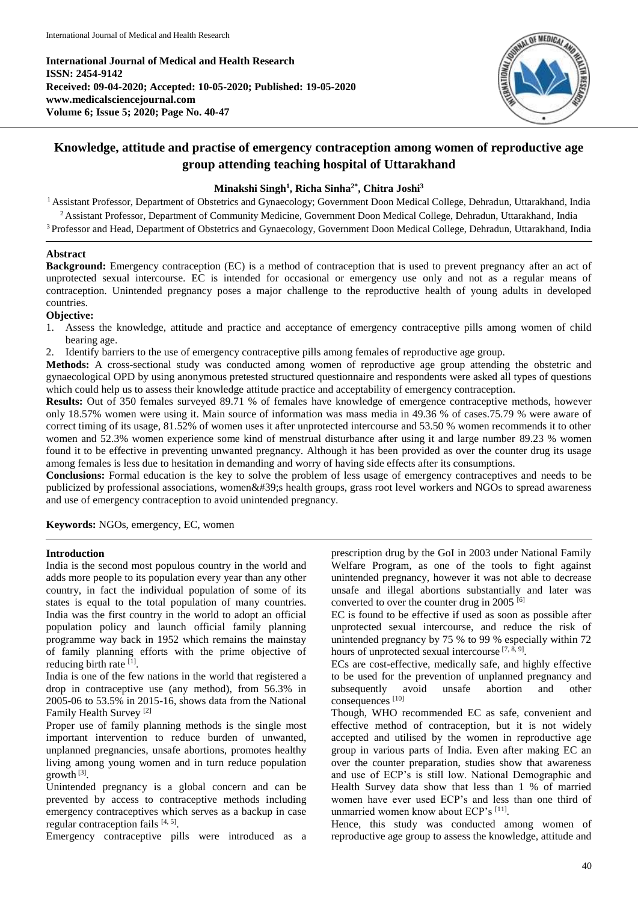**International Journal of Medical and Health Research**
**ISSN: 2454-9142**
**Received: 09-04-2020; Accepted: 10-05-2020; Published: 19-05-2020**
**www.medicalsciencejournal.com**
**Volume 6; Issue 5; 2020; Page No. 40-47**

# Knowledge, attitude and practise of emergency contraception among women of reproductive age group attending teaching hospital of Uttarakhand

**Minakshi Singh[1], Richa Sinha[2*], Chitra Joshi[3]**

[1] Assistant Professor, Department of Obstetrics and Gynaecology; Government Doon Medical College, Dehradun, Uttarakhand, India
[2] Assistant Professor, Department of Community Medicine, Government Doon Medical College, Dehradun, Uttarakhand, India
[3] Professor and Head, Department of Obstetrics and Gynaecology, Government Doon Medical College, Dehradun, Uttarakhand, India

## Abstract

**Background:** Emergency contraception (EC) is a method of contraception that is used to prevent pregnancy after an act of unprotected sexual intercourse. EC is intended for occasional or emergency use only and not as a regular means of contraception. Unintended pregnancy poses a major challenge to the reproductive health of young adults in developed countries.

**Objective:**

1. Assess the knowledge, attitude and practice and acceptance of emergency contraceptive pills among women of child bearing age.
2. Identify barriers to the use of emergency contraceptive pills among females of reproductive age group.

**Methods:** A cross-sectional study was conducted among women of reproductive age group attending the obstetric and gynaecological OPD by using anonymous pretested structured questionnaire and respondents were asked all types of questions which could help us to assess their knowledge attitude practice and acceptability of emergency contraception.

**Results:** Out of 350 females surveyed 89.71 % of females have knowledge of emergence contraceptive methods, however only 18.57% women were using it. Main source of information was mass media in 49.36 % of cases.75.79 % were aware of correct timing of its usage, 81.52% of women uses it after unprotected intercourse and 53.50 % women recommends it to other women and 52.3% women experience some kind of menstrual disturbance after using it and large number 89.23 % women found it to be effective in preventing unwanted pregnancy. Although it has been provided as over the counter drug its usage among females is less due to hesitation in demanding and worry of having side effects after its consumptions.

**Conclusions:** Formal education is the key to solve the problem of less usage of emergency contraceptives and needs to be publicized by professional associations, women&#39;s health groups, grass root level workers and NGOs to spread awareness and use of emergency contraception to avoid unintended pregnancy.

**Keywords:** NGOs, emergency, EC, women

## Introduction

India is the second most populous country in the world and adds more people to its population every year than any other country, in fact the individual population of some of its states is equal to the total population of many countries. India was the first country in the world to adopt an official population policy and launch official family planning programme way back in 1952 which remains the mainstay of family planning efforts with the prime objective of reducing birth rate [1].

India is one of the few nations in the world that registered a drop in contraceptive use (any method), from 56.3% in 2005-06 to 53.5% in 2015-16, shows data from the National Family Health Survey [2]

Proper use of family planning methods is the single most important intervention to reduce burden of unwanted, unplanned pregnancies, unsafe abortions, promotes healthy living among young women and in turn reduce population growth [3].

Unintended pregnancy is a global concern and can be prevented by access to contraceptive methods including emergency contraceptives which serves as a backup in case regular contraception fails [4, 5].

Emergency contraceptive pills were introduced as a prescription drug by the GoI in 2003 under National Family Welfare Program, as one of the tools to fight against unintended pregnancy, however it was not able to decrease unsafe and illegal abortions substantially and later was converted to over the counter drug in 2005 [6]

EC is found to be effective if used as soon as possible after unprotected sexual intercourse, and reduce the risk of unintended pregnancy by 75 % to 99 % especially within 72 hours of unprotected sexual intercourse [7, 8, 9].

ECs are cost-effective, medically safe, and highly effective to be used for the prevention of unplanned pregnancy and subsequently avoid unsafe abortion and other consequences [10]

Though, WHO recommended EC as safe, convenient and effective method of contraception, but it is not widely accepted and utilised by the women in reproductive age group in various parts of India. Even after making EC an over the counter preparation, studies show that awareness and use of ECP's is still low. National Demographic and Health Survey data show that less than 1 % of married women have ever used ECP's and less than one third of unmarried women know about ECP's [11].

Hence, this study was conducted among women of reproductive age group to assess the knowledge, attitude and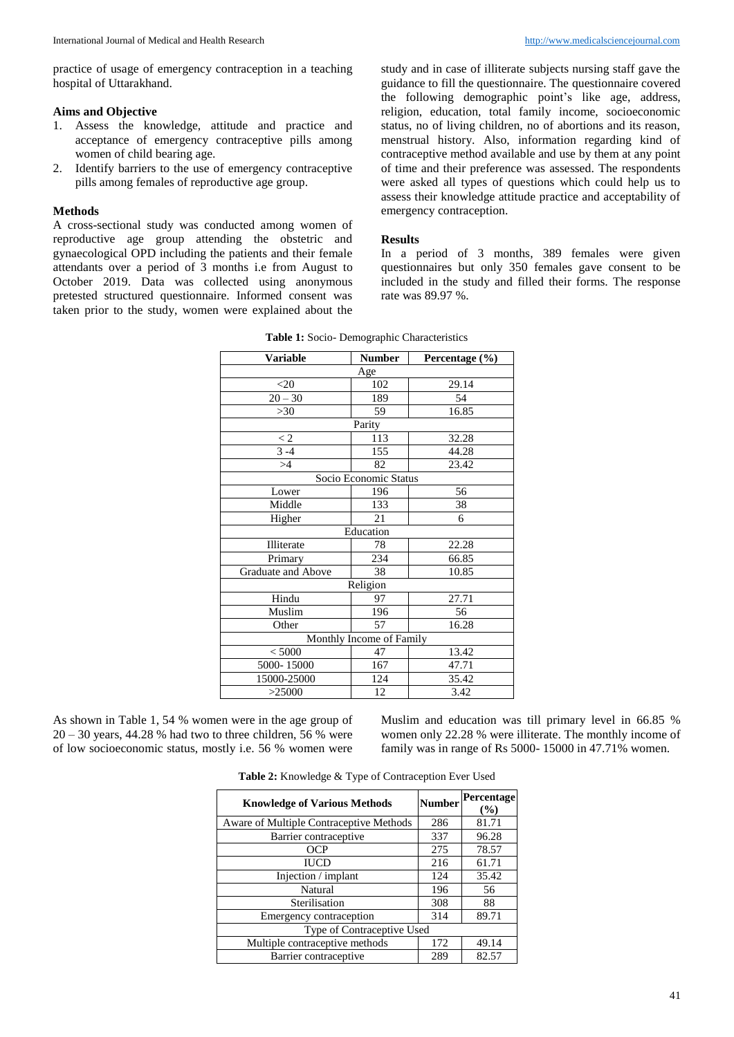practice of usage of emergency contraception in a teaching hospital of Uttarakhand.

### Aims and Objective

1. Assess the knowledge, attitude and practice and acceptance of emergency contraceptive pills among women of child bearing age.
2. Identify barriers to the use of emergency contraceptive pills among females of reproductive age group.

### Methods

A cross-sectional study was conducted among women of reproductive age group attending the obstetric and gynaecological OPD including the patients and their female attendants over a period of 3 months i.e from August to October 2019. Data was collected using anonymous pretested structured questionnaire. Informed consent was taken prior to the study, women were explained about the study and in case of illiterate subjects nursing staff gave the guidance to fill the questionnaire. The questionnaire covered the following demographic point's like age, address, religion, education, total family income, socioeconomic status, no of living children, no of abortions and its reason, menstrual history. Also, information regarding kind of contraceptive method available and use by them at any point of time and their preference was assessed. The respondents were asked all types of questions which could help us to assess their knowledge attitude practice and acceptability of emergency contraception.

### Results

In a period of 3 months, 389 females were given questionnaires but only 350 females gave consent to be included in the study and filled their forms. The response rate was 89.97 %.

**Table 1:** Socio- Demographic Characteristics

| Variable | Number | Percentage (%) |
|---|---|---|
| Age | | |
| <20 | 102 | 29.14 |
| 20 – 30 | 189 | 54 |
| >30 | 59 | 16.85 |
| Parity | | |
| < 2 | 113 | 32.28 |
| 3 -4 | 155 | 44.28 |
| >4 | 82 | 23.42 |
| Socio Economic Status | | |
| Lower | 196 | 56 |
| Middle | 133 | 38 |
| Higher | 21 | 6 |
| Education | | |
| Illiterate | 78 | 22.28 |
| Primary | 234 | 66.85 |
| Graduate and Above | 38 | 10.85 |
| Religion | | |
| Hindu | 97 | 27.71 |
| Muslim | 196 | 56 |
| Other | 57 | 16.28 |
| Monthly Income of Family | | |
| < 5000 | 47 | 13.42 |
| 5000- 15000 | 167 | 47.71 |
| 15000-25000 | 124 | 35.42 |
| >25000 | 12 | 3.42 |

As shown in Table 1, 54 % women were in the age group of 20 – 30 years, 44.28 % had two to three children, 56 % were of low socioeconomic status, mostly i.e. 56 % women were Muslim and education was till primary level in 66.85 % women only 22.28 % were illiterate. The monthly income of family was in range of Rs 5000- 15000 in 47.71% women.

**Table 2:** Knowledge & Type of Contraception Ever Used

| Knowledge of Various Methods | Number | Percentage (%) |
|---|---|---|
| Aware of Multiple Contraceptive Methods | 286 | 81.71 |
| Barrier contraceptive | 337 | 96.28 |
| OCP | 275 | 78.57 |
| IUCD | 216 | 61.71 |
| Injection / implant | 124 | 35.42 |
| Natural | 196 | 56 |
| Sterilisation | 308 | 88 |
| Emergency contraception | 314 | 89.71 |
| Type of Contraceptive Used | | |
| Multiple contraceptive methods | 172 | 49.14 |
| Barrier contraceptive | 289 | 82.57 |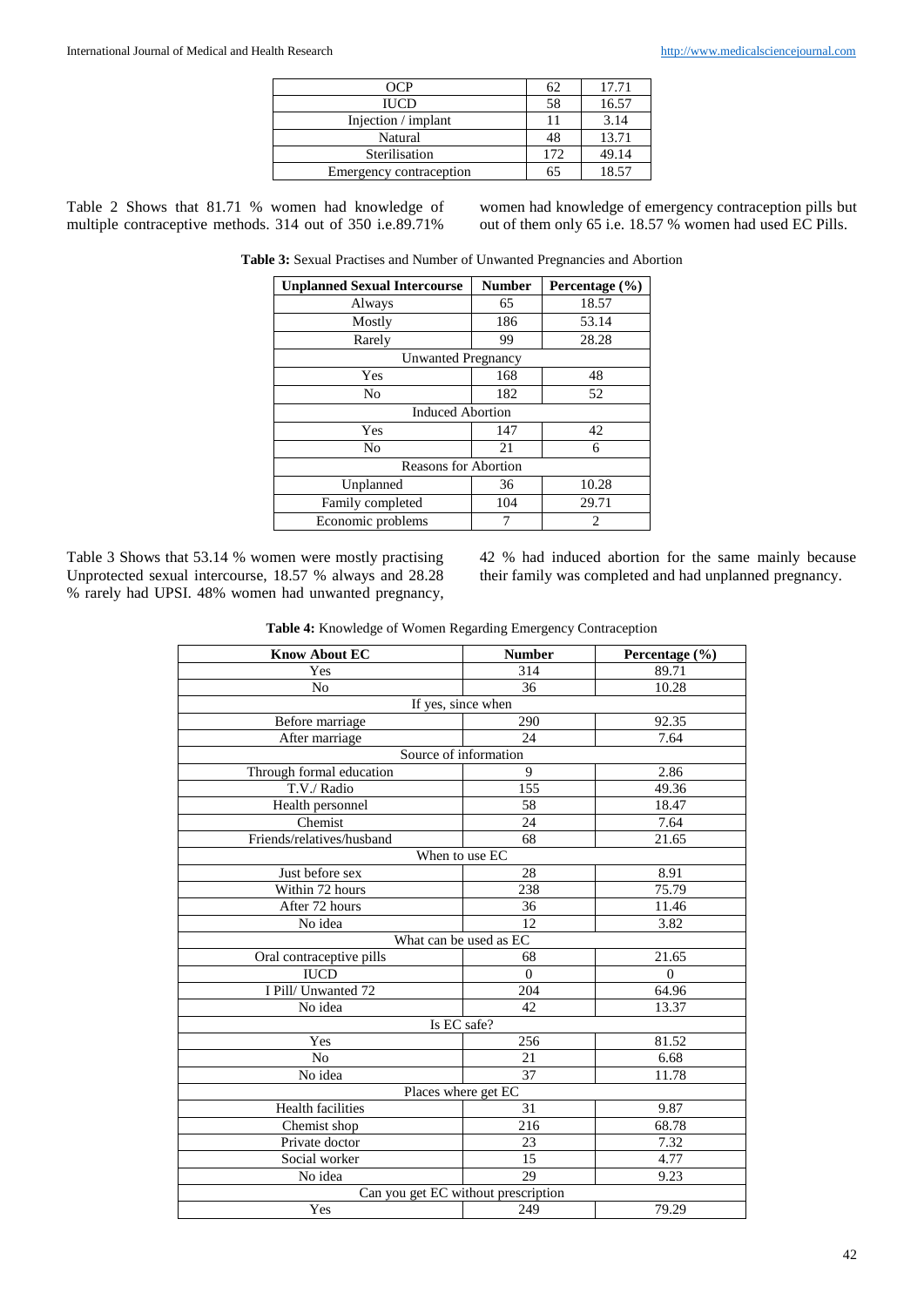| | | |
|---|---|---|
| OCP | 62 | 17.71 |
| IUCD | 58 | 16.57 |
| Injection / implant | 11 | 3.14 |
| Natural | 48 | 13.71 |
| Sterilisation | 172 | 49.14 |
| Emergency contraception | 65 | 18.57 |

Table 2 Shows that 81.71 % women had knowledge of multiple contraceptive methods. 314 out of 350 i.e.89.71% women had knowledge of emergency contraception pills but out of them only 65 i.e. 18.57 % women had used EC Pills.

**Table 3:** Sexual Practises and Number of Unwanted Pregnancies and Abortion

| Unplanned Sexual Intercourse | Number | Percentage (%) |
|---|---|---|
| Always | 65 | 18.57 |
| Mostly | 186 | 53.14 |
| Rarely | 99 | 28.28 |
| Unwanted Pregnancy | | |
| Yes | 168 | 48 |
| No | 182 | 52 |
| Induced Abortion | | |
| Yes | 147 | 42 |
| No | 21 | 6 |
| Reasons for Abortion | | |
| Unplanned | 36 | 10.28 |
| Family completed | 104 | 29.71 |
| Economic problems | 7 | 2 |

Table 3 Shows that 53.14 % women were mostly practising Unprotected sexual intercourse, 18.57 % always and 28.28 % rarely had UPSI. 48% women had unwanted pregnancy, 42 % had induced abortion for the same mainly because their family was completed and had unplanned pregnancy.

**Table 4:** Knowledge of Women Regarding Emergency Contraception

| Know About EC | Number | Percentage (%) |
|---|---|---|
| Yes | 314 | 89.71 |
| No | 36 | 10.28 |
| If yes, since when | | |
| Before marriage | 290 | 92.35 |
| After marriage | 24 | 7.64 |
| Source of information | | |
| Through formal education | 9 | 2.86 |
| T.V./ Radio | 155 | 49.36 |
| Health personnel | 58 | 18.47 |
| Chemist | 24 | 7.64 |
| Friends/relatives/husband | 68 | 21.65 |
| When to use EC | | |
| Just before sex | 28 | 8.91 |
| Within 72 hours | 238 | 75.79 |
| After 72 hours | 36 | 11.46 |
| No idea | 12 | 3.82 |
| What can be used as EC | | |
| Oral contraceptive pills | 68 | 21.65 |
| IUCD | 0 | 0 |
| I Pill/ Unwanted 72 | 204 | 64.96 |
| No idea | 42 | 13.37 |
| Is EC safe? | | |
| Yes | 256 | 81.52 |
| No | 21 | 6.68 |
| No idea | 37 | 11.78 |
| Places where get EC | | |
| Health facilities | 31 | 9.87 |
| Chemist shop | 216 | 68.78 |
| Private doctor | 23 | 7.32 |
| Social worker | 15 | 4.77 |
| No idea | 29 | 9.23 |
| Can you get EC without prescription | | |
| Yes | 249 | 79.29 |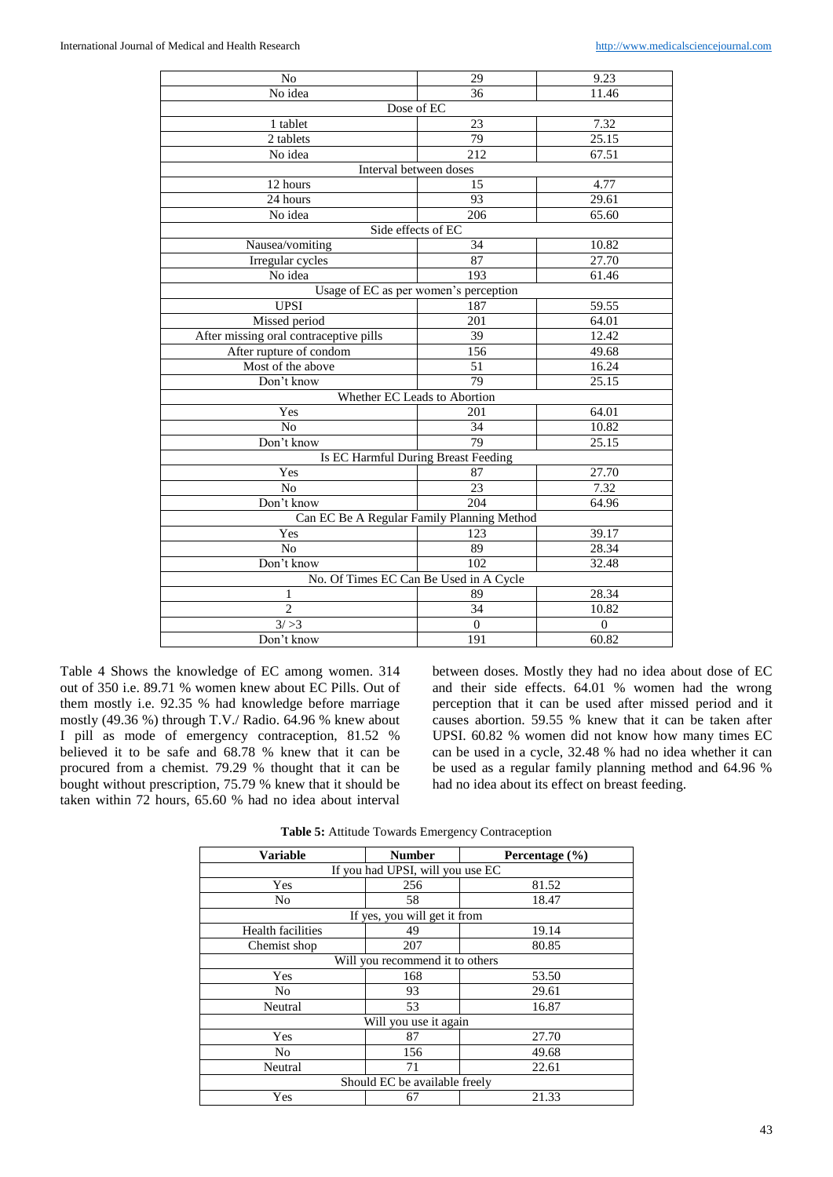| | | |
|---|---|---|
| No | 29 | 9.23 |
| No idea | 36 | 11.46 |
| Dose of EC | | |
| 1 tablet | 23 | 7.32 |
| 2 tablets | 79 | 25.15 |
| No idea | 212 | 67.51 |
| Interval between doses | | |
| 12 hours | 15 | 4.77 |
| 24 hours | 93 | 29.61 |
| No idea | 206 | 65.60 |
| Side effects of EC | | |
| Nausea/vomiting | 34 | 10.82 |
| Irregular cycles | 87 | 27.70 |
| No idea | 193 | 61.46 |
| Usage of EC as per women's perception | | |
| UPSI | 187 | 59.55 |
| Missed period | 201 | 64.01 |
| After missing oral contraceptive pills | 39 | 12.42 |
| After rupture of condom | 156 | 49.68 |
| Most of the above | 51 | 16.24 |
| Don't know | 79 | 25.15 |
| Whether EC Leads to Abortion | | |
| Yes | 201 | 64.01 |
| No | 34 | 10.82 |
| Don't know | 79 | 25.15 |
| Is EC Harmful During Breast Feeding | | |
| Yes | 87 | 27.70 |
| No | 23 | 7.32 |
| Don't know | 204 | 64.96 |
| Can EC Be A Regular Family Planning Method | | |
| Yes | 123 | 39.17 |
| No | 89 | 28.34 |
| Don't know | 102 | 32.48 |
| No. Of Times EC Can Be Used in A Cycle | | |
| 1 | 89 | 28.34 |
| 2 | 34 | 10.82 |
| 3/ >3 | 0 | 0 |
| Don't know | 191 | 60.82 |

Table 4 Shows the knowledge of EC among women. 314 out of 350 i.e. 89.71 % women knew about EC Pills. Out of them mostly i.e. 92.35 % had knowledge before marriage mostly (49.36 %) through T.V./ Radio. 64.96 % knew about I pill as mode of emergency contraception, 81.52 % believed it to be safe and 68.78 % knew that it can be procured from a chemist. 79.29 % thought that it can be bought without prescription, 75.79 % knew that it should be taken within 72 hours, 65.60 % had no idea about interval between doses. Mostly they had no idea about dose of EC and their side effects. 64.01 % women had the wrong perception that it can be used after missed period and it causes abortion. 59.55 % knew that it can be taken after UPSI. 60.82 % women did not know how many times EC can be used in a cycle, 32.48 % had no idea whether it can be used as a regular family planning method and 64.96 % had no idea about its effect on breast feeding.

**Table 5:** Attitude Towards Emergency Contraception

| Variable | Number | Percentage (%) |
|---|---|---|
| If you had UPSI, will you use EC | | |
| Yes | 256 | 81.52 |
| No | 58 | 18.47 |
| If yes, you will get it from | | |
| Health facilities | 49 | 19.14 |
| Chemist shop | 207 | 80.85 |
| Will you recommend it to others | | |
| Yes | 168 | 53.50 |
| No | 93 | 29.61 |
| Neutral | 53 | 16.87 |
| Will you use it again | | |
| Yes | 87 | 27.70 |
| No | 156 | 49.68 |
| Neutral | 71 | 22.61 |
| Should EC be available freely | | |
| Yes | 67 | 21.33 |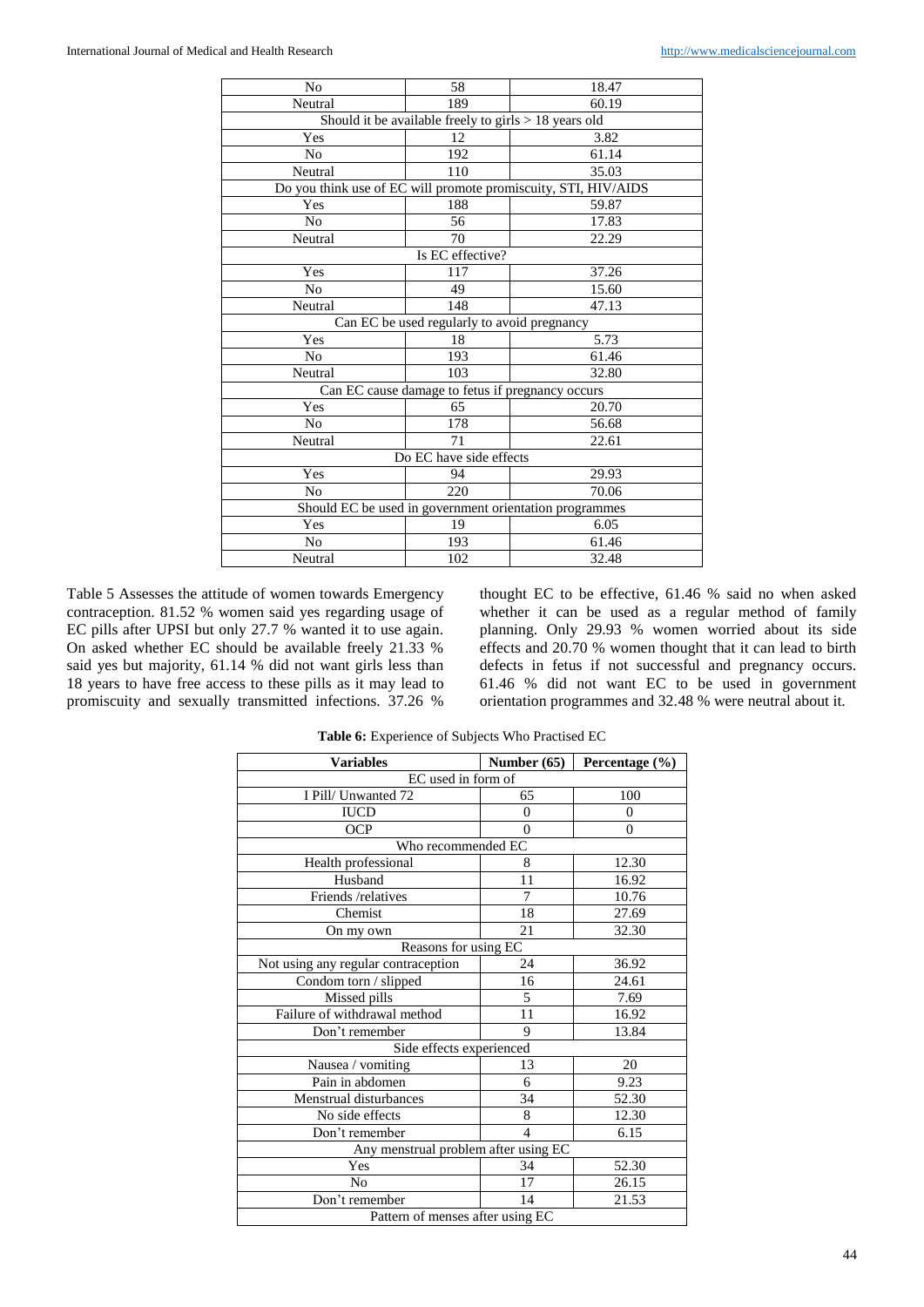| No | 58 | 18.47 |
|---|---|---|
| Neutral | 189 | 60.19 |
| Should it be available freely to girls > 18 years old | | |
| Yes | 12 | 3.82 |
| No | 192 | 61.14 |
| Neutral | 110 | 35.03 |
| Do you think use of EC will promote promiscuity, STI, HIV/AIDS | | |
| Yes | 188 | 59.87 |
| No | 56 | 17.83 |
| Neutral | 70 | 22.29 |
| Is EC effective? | | |
| Yes | 117 | 37.26 |
| No | 49 | 15.60 |
| Neutral | 148 | 47.13 |
| Can EC be used regularly to avoid pregnancy | | |
| Yes | 18 | 5.73 |
| No | 193 | 61.46 |
| Neutral | 103 | 32.80 |
| Can EC cause damage to fetus if pregnancy occurs | | |
| Yes | 65 | 20.70 |
| No | 178 | 56.68 |
| Neutral | 71 | 22.61 |
| Do EC have side effects | | |
| Yes | 94 | 29.93 |
| No | 220 | 70.06 |
| Should EC be used in government orientation programmes | | |
| Yes | 19 | 6.05 |
| No | 193 | 61.46 |
| Neutral | 102 | 32.48 |

Table 5 Assesses the attitude of women towards Emergency contraception. 81.52 % women said yes regarding usage of EC pills after UPSI but only 27.7 % wanted it to use again. On asked whether EC should be available freely 21.33 % said yes but majority, 61.14 % did not want girls less than 18 years to have free access to these pills as it may lead to promiscuity and sexually transmitted infections. 37.26 % thought EC to be effective, 61.46 % said no when asked whether it can be used as a regular method of family planning. Only 29.93 % women worried about its side effects and 20.70 % women thought that it can lead to birth defects in fetus if not successful and pregnancy occurs. 61.46 % did not want EC to be used in government orientation programmes and 32.48 % were neutral about it.

**Table 6:** Experience of Subjects Who Practised EC

| Variables | Number (65) | Percentage (%) |
|---|---|---|
| EC used in form of | | |
| I Pill/ Unwanted 72 | 65 | 100 |
| IUCD | 0 | 0 |
| OCP | 0 | 0 |
| Who recommended EC | | |
| Health professional | 8 | 12.30 |
| Husband | 11 | 16.92 |
| Friends /relatives | 7 | 10.76 |
| Chemist | 18 | 27.69 |
| On my own | 21 | 32.30 |
| Reasons for using EC | | |
| Not using any regular contraception | 24 | 36.92 |
| Condom torn / slipped | 16 | 24.61 |
| Missed pills | 5 | 7.69 |
| Failure of withdrawal method | 11 | 16.92 |
| Don't remember | 9 | 13.84 |
| Side effects experienced | | |
| Nausea / vomiting | 13 | 20 |
| Pain in abdomen | 6 | 9.23 |
| Menstrual disturbances | 34 | 52.30 |
| No side effects | 8 | 12.30 |
| Don't remember | 4 | 6.15 |
| Any menstrual problem after using EC | | |
| Yes | 34 | 52.30 |
| No | 17 | 26.15 |
| Don't remember | 14 | 21.53 |
| Pattern of menses after using EC | | |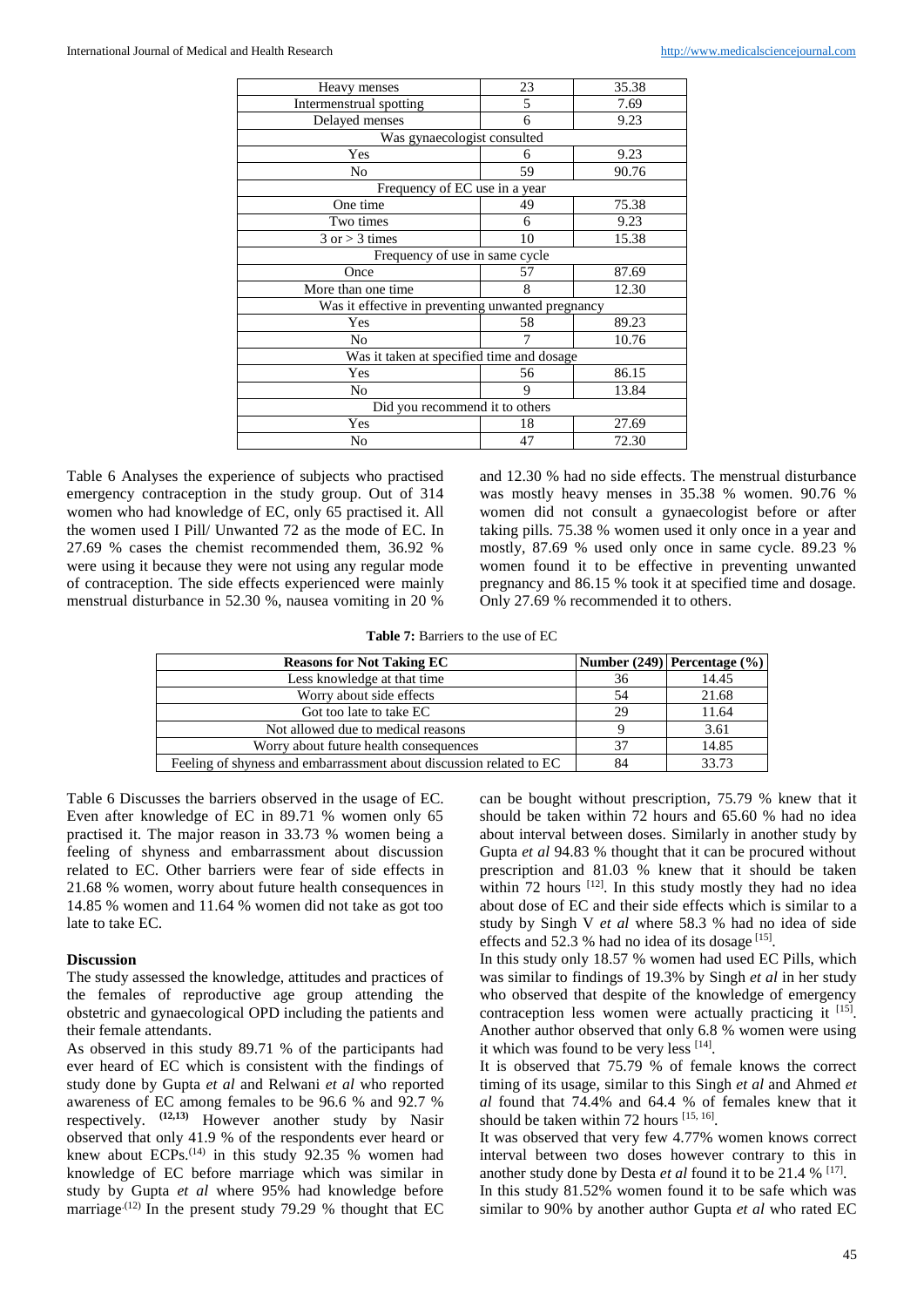| | | |
|---|---|---|
| Heavy menses | 23 | 35.38 |
| Intermenstrual spotting | 5 | 7.69 |
| Delayed menses | 6 | 9.23 |
| Was gynaecologist consulted | | |
| Yes | 6 | 9.23 |
| No | 59 | 90.76 |
| Frequency of EC use in a year | | |
| One time | 49 | 75.38 |
| Two times | 6 | 9.23 |
| 3 or > 3 times | 10 | 15.38 |
| Frequency of use in same cycle | | |
| Once | 57 | 87.69 |
| More than one time | 8 | 12.30 |
| Was it effective in preventing unwanted pregnancy | | |
| Yes | 58 | 89.23 |
| No | 7 | 10.76 |
| Was it taken at specified time and dosage | | |
| Yes | 56 | 86.15 |
| No | 9 | 13.84 |
| Did you recommend it to others | | |
| Yes | 18 | 27.69 |
| No | 47 | 72.30 |

Table 6 Analyses the experience of subjects who practised emergency contraception in the study group. Out of 314 women who had knowledge of EC, only 65 practised it. All the women used I Pill/ Unwanted 72 as the mode of EC. In 27.69 % cases the chemist recommended them, 36.92 % were using it because they were not using any regular mode of contraception. The side effects experienced were mainly menstrual disturbance in 52.30 %, nausea vomiting in 20 % and 12.30 % had no side effects. The menstrual disturbance was mostly heavy menses in 35.38 % women. 90.76 % women did not consult a gynaecologist before or after taking pills. 75.38 % women used it only once in a year and mostly, 87.69 % used only once in same cycle. 89.23 % women found it to be effective in preventing unwanted pregnancy and 86.15 % took it at specified time and dosage. Only 27.69 % recommended it to others.

**Table 7:** Barriers to the use of EC

| Reasons for Not Taking EC | Number (249) | Percentage (%) |
|---|---|---|
| Less knowledge at that time | 36 | 14.45 |
| Worry about side effects | 54 | 21.68 |
| Got too late to take EC | 29 | 11.64 |
| Not allowed due to medical reasons | 9 | 3.61 |
| Worry about future health consequences | 37 | 14.85 |
| Feeling of shyness and embarrassment about discussion related to EC | 84 | 33.73 |

Table 6 Discusses the barriers observed in the usage of EC. Even after knowledge of EC in 89.71 % women only 65 practised it. The major reason in 33.73 % women being a feeling of shyness and embarrassment about discussion related to EC. Other barriers were fear of side effects in 21.68 % women, worry about future health consequences in 14.85 % women and 11.64 % women did not take as got too late to take EC.

## Discussion

The study assessed the knowledge, attitudes and practices of the females of reproductive age group attending the obstetric and gynaecological OPD including the patients and their female attendants.

As observed in this study 89.71 % of the participants had ever heard of EC which is consistent with the findings of study done by Gupta *et al* and Relwani *et al* who reported awareness of EC among females to be 96.6 % and 92.7 % respectively. [12,13] However another study by Nasir observed that only 41.9 % of the respondents ever heard or knew about ECPs.[14] in this study 92.35 % women had knowledge of EC before marriage which was similar in study by Gupta *et al* where 95% had knowledge before marriage.[12] In the present study 79.29 % thought that EC can be bought without prescription, 75.79 % knew that it should be taken within 72 hours and 65.60 % had no idea about interval between doses. Similarly in another study by Gupta *et al* 94.83 % thought that it can be procured without prescription and 81.03 % knew that it should be taken within 72 hours [12]. In this study mostly they had no idea about dose of EC and their side effects which is similar to a study by Singh V *et al* where 58.3 % had no idea of side effects and 52.3 % had no idea of its dosage [15].

In this study only 18.57 % women had used EC Pills, which was similar to findings of 19.3% by Singh *et al* in her study who observed that despite of the knowledge of emergency contraception less women were actually practicing it [15]. Another author observed that only 6.8 % women were using it which was found to be very less [14].

It is observed that 75.79 % of female knows the correct timing of its usage, similar to this Singh *et al* and Ahmed *et al* found that 74.4% and 64.4 % of females knew that it should be taken within 72 hours [15, 16].

It was observed that very few 4.77% women knows correct interval between two doses however contrary to this in another study done by Desta *et al* found it to be 21.4 % [17].

In this study 81.52% women found it to be safe which was similar to 90% by another author Gupta *et al* who rated EC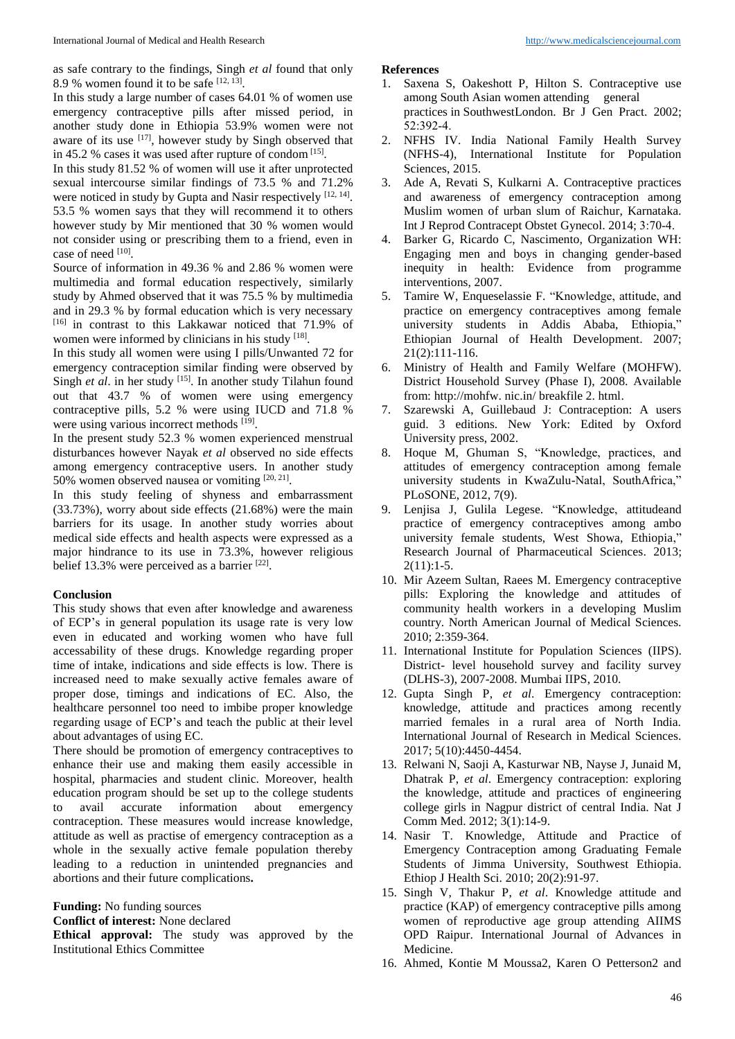as safe contrary to the findings, Singh *et al* found that only 8.9 % women found it to be safe [12, 13].

In this study a large number of cases 64.01 % of women use emergency contraceptive pills after missed period, in another study done in Ethiopia 53.9% women were not aware of its use [17], however study by Singh observed that in 45.2 % cases it was used after rupture of condom [15].

In this study 81.52 % of women will use it after unprotected sexual intercourse similar findings of 73.5 % and 71.2% were noticed in study by Gupta and Nasir respectively [12, 14]. 53.5 % women says that they will recommend it to others however study by Mir mentioned that 30 % women would not consider using or prescribing them to a friend, even in case of need [10].

Source of information in 49.36 % and 2.86 % women were multimedia and formal education respectively, similarly study by Ahmed observed that it was 75.5 % by multimedia and in 29.3 % by formal education which is very necessary [16] in contrast to this Lakkawar noticed that 71.9% of women were informed by clinicians in his study [18].

In this study all women were using I pills/Unwanted 72 for emergency contraception similar finding were observed by Singh *et al*. in her study [15]. In another study Tilahun found out that 43.7 % of women were using emergency contraceptive pills, 5.2 % were using IUCD and 71.8 % were using various incorrect methods [19].

In the present study 52.3 % women experienced menstrual disturbances however Nayak *et al* observed no side effects among emergency contraceptive users. In another study 50% women observed nausea or vomiting [20, 21].

In this study feeling of shyness and embarrassment (33.73%), worry about side effects (21.68%) were the main barriers for its usage. In another study worries about medical side effects and health aspects were expressed as a major hindrance to its use in 73.3%, however religious belief 13.3% were perceived as a barrier [22].

## Conclusion

This study shows that even after knowledge and awareness of ECP's in general population its usage rate is very low even in educated and working women who have full accessability of these drugs. Knowledge regarding proper time of intake, indications and side effects is low. There is increased need to make sexually active females aware of proper dose, timings and indications of EC. Also, the healthcare personnel too need to imbibe proper knowledge regarding usage of ECP's and teach the public at their level about advantages of using EC.

There should be promotion of emergency contraceptives to enhance their use and making them easily accessible in hospital, pharmacies and student clinic. Moreover, health education program should be set up to the college students to avail accurate information about emergency contraception. These measures would increase knowledge, attitude as well as practise of emergency contraception as a whole in the sexually active female population thereby leading to a reduction in unintended pregnancies and abortions and their future complications**.**

**Funding:** No funding sources

**Conflict of interest:** None declared

**Ethical approval:** The study was approved by the Institutional Ethics Committee

## References

1. Saxena S, Oakeshott P, Hilton S. Contraceptive use among South Asian women attending general practices in SouthwestLondon. Br J Gen Pract. 2002; 52:392-4.
2. NFHS IV. India National Family Health Survey (NFHS-4), International Institute for Population Sciences, 2015.
3. Ade A, Revati S, Kulkarni A. Contraceptive practices and awareness of emergency contraception among Muslim women of urban slum of Raichur, Karnataka. Int J Reprod Contracept Obstet Gynecol. 2014; 3:70-4.
4. Barker G, Ricardo C, Nascimento, Organization WH: Engaging men and boys in changing gender-based inequity in health: Evidence from programme interventions, 2007.
5. Tamire W, Enqueselassie F. "Knowledge, attitude, and practice on emergency contraceptives among female university students in Addis Ababa, Ethiopia," Ethiopian Journal of Health Development. 2007; 21(2):111-116.
6. Ministry of Health and Family Welfare (MOHFW). District Household Survey (Phase I), 2008. Available from: http://mohfw. nic.in/ breakfile 2. html.
7. Szarewski A, Guillebaud J: Contraception: A users guid. 3 editions. New York: Edited by Oxford University press, 2002.
8. Hoque M, Ghuman S, "Knowledge, practices, and attitudes of emergency contraception among female university students in KwaZulu-Natal, SouthAfrica," PLoSONE, 2012, 7(9).
9. Lenjisa J, Gulila Legese. "Knowledge, attitudeand practice of emergency contraceptives among ambo university female students, West Showa, Ethiopia," Research Journal of Pharmaceutical Sciences. 2013; 2(11):1-5.
10. Mir Azeem Sultan, Raees M. Emergency contraceptive pills: Exploring the knowledge and attitudes of community health workers in a developing Muslim country. North American Journal of Medical Sciences. 2010; 2:359-364.
11. International Institute for Population Sciences (IIPS). District- level household survey and facility survey (DLHS-3), 2007-2008. Mumbai IIPS, 2010.
12. Gupta Singh P, *et al*. Emergency contraception: knowledge, attitude and practices among recently married females in a rural area of North India. International Journal of Research in Medical Sciences. 2017; 5(10):4450-4454.
13. Relwani N, Saoji A, Kasturwar NB, Nayse J, Junaid M, Dhatrak P, *et al*. Emergency contraception: exploring the knowledge, attitude and practices of engineering college girls in Nagpur district of central India. Nat J Comm Med. 2012; 3(1):14-9.
14. Nasir T. Knowledge, Attitude and Practice of Emergency Contraception among Graduating Female Students of Jimma University, Southwest Ethiopia. Ethiop J Health Sci. 2010; 20(2):91-97.
15. Singh V, Thakur P, *et al*. Knowledge attitude and practice (KAP) of emergency contraceptive pills among women of reproductive age group attending AIIMS OPD Raipur. International Journal of Advances in Medicine.
16. Ahmed, Kontie M Moussa2, Karen O Petterson2 and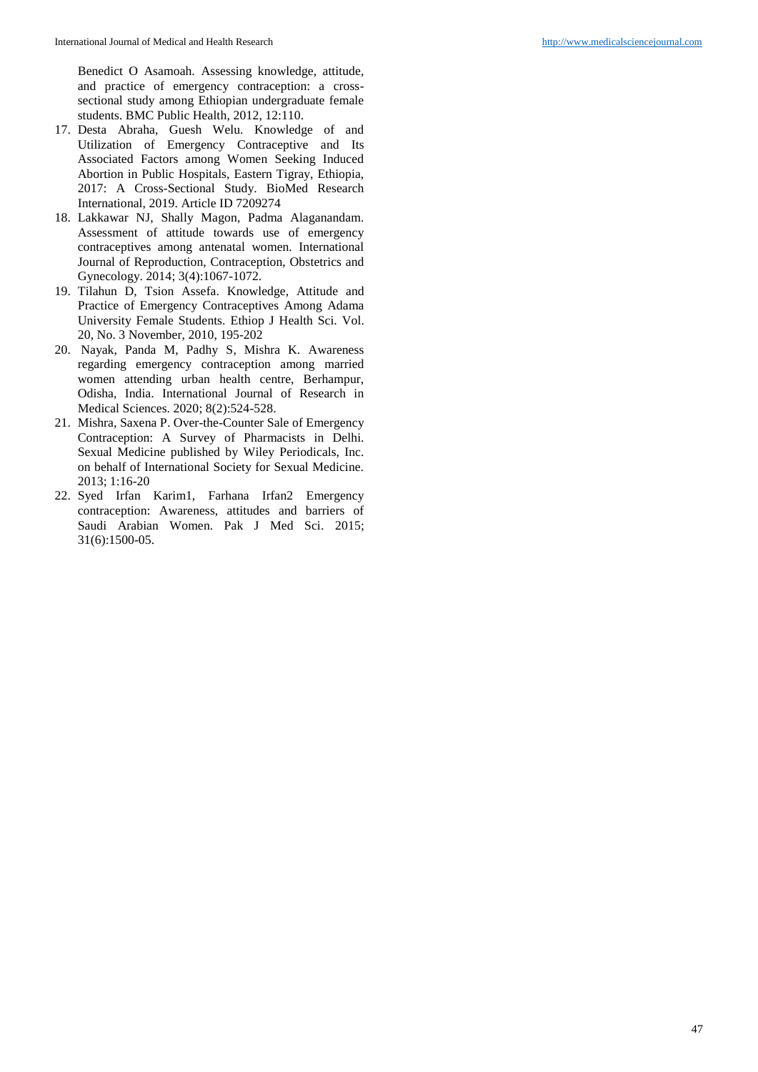Benedict O Asamoah. Assessing knowledge, attitude, and practice of emergency contraception: a cross-sectional study among Ethiopian undergraduate female students. BMC Public Health, 2012, 12:110.

17. Desta Abraha, Guesh Welu. Knowledge of and Utilization of Emergency Contraceptive and Its Associated Factors among Women Seeking Induced Abortion in Public Hospitals, Eastern Tigray, Ethiopia, 2017: A Cross-Sectional Study. BioMed Research International, 2019. Article ID 7209274
18. Lakkawar NJ, Shally Magon, Padma Alaganandam. Assessment of attitude towards use of emergency contraceptives among antenatal women. International Journal of Reproduction, Contraception, Obstetrics and Gynecology. 2014; 3(4):1067-1072.
19. Tilahun D, Tsion Assefa. Knowledge, Attitude and Practice of Emergency Contraceptives Among Adama University Female Students. Ethiop J Health Sci. Vol. 20, No. 3 November, 2010, 195-202
20. Nayak, Panda M, Padhy S, Mishra K. Awareness regarding emergency contraception among married women attending urban health centre, Berhampur, Odisha, India. International Journal of Research in Medical Sciences. 2020; 8(2):524-528.
21. Mishra, Saxena P. Over-the-Counter Sale of Emergency Contraception: A Survey of Pharmacists in Delhi. Sexual Medicine published by Wiley Periodicals, Inc. on behalf of International Society for Sexual Medicine. 2013; 1:16-20
22. Syed Irfan Karim1, Farhana Irfan2 Emergency contraception: Awareness, attitudes and barriers of Saudi Arabian Women. Pak J Med Sci. 2015; 31(6):1500-05.